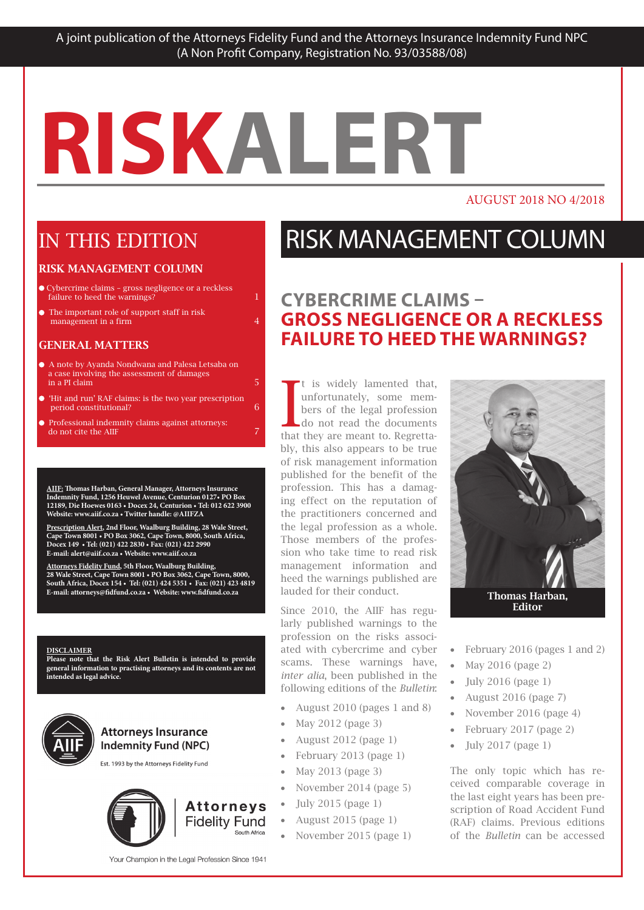A joint publication of the Attorneys Fidelity Fund and the Attorneys Insurance Indemnity Fund NPC
(A Non Profit Company, Registration No. 93/03588/08)

# RISKALERT

AUGUST 2018 NO 4/2018

## IN THIS EDITION

### RISK MANAGEMENT COLUMN

- Cybercrime claims – gross negligence or a reckless failure to heed the warnings? 1
- The important role of support staff in risk management in a firm 4

### GENERAL MATTERS

- A note by Ayanda Nondwana and Palesa Letsaba on a case involving the assessment of damages in a PI claim 5
- 'Hit and run' RAF claims: is the two year prescription period constitutional? 6
- Professional indemnity claims against attorneys: do not cite the AIIF 7

**AIIF: Thomas Harban, General Manager, Attorneys Insurance Indemnity Fund, 1256 Heuwel Avenue, Centurion 0127• PO Box 12189, Die Hoewes 0163 • Docex 24, Centurion • Tel: 012 622 3900 Website: www.aiif.co.za • Twitter handle: @AIIFZA**

**Prescription Alert, 2nd Floor, Waalburg Building, 28 Wale Street, Cape Town 8001 • PO Box 3062, Cape Town, 8000, South Africa, Docex 149 • Tel: (021) 422 2830 • Fax: (021) 422 2990 E-mail: alert@aiif.co.za • Website: www.aiif.co.za**

**Attorneys Fidelity Fund, 5th Floor, Waalburg Building, 28 Wale Street, Cape Town 8001 • PO Box 3062, Cape Town, 8000, South Africa, Docex 154 • Tel: (021) 424 5351 • Fax: (021) 423 4819 E-mail: attorneys@fidfund.co.za • Website: www.fidfund.co.za**

**DISCLAIMER**
**Please note that the Risk Alert Bulletin is intended to provide general information to practising attorneys and its contents are not intended as legal advice.**

Attorneys Insurance Indemnity Fund (NPC)
Est. 1993 by the Attorneys Fidelity Fund

Attorneys Fidelity Fund South Africa
Your Champion in the Legal Profession Since 1941

## RISK MANAGEMENT COLUMN

### CYBERCRIME CLAIMS – GROSS NEGLIGENCE OR A RECKLESS FAILURE TO HEED THE WARNINGS?

It is widely lamented that, unfortunately, some members of the legal profession do not read the documents that they are meant to. Regrettably, this also appears to be true of risk management information published for the benefit of the profession. This has a damaging effect on the reputation of the practitioners concerned and the legal profession as a whole. Those members of the profession who take time to read risk management information and heed the warnings published are lauded for their conduct.

Thomas Harban, Editor

Since 2010, the AIIF has regularly published warnings to the profession on the risks associated with cybercrime and cyber scams. These warnings have, *inter alia*, been published in the following editions of the *Bulletin*:

- August 2010 (pages 1 and 8)
- May 2012 (page 3)
- August 2012 (page 1)
- February 2013 (page 1)
- May 2013 (page 3)
- November 2014 (page 5)
- July 2015 (page 1)
- August 2015 (page 1)
- November 2015 (page 1)
- February 2016 (pages 1 and 2)
- May 2016 (page 2)
- July 2016 (page 1)
- August 2016 (page 7)
- November 2016 (page 4)
- February 2017 (page 2)
- July 2017 (page 1)

The only topic which has received comparable coverage in the last eight years has been prescription of Road Accident Fund (RAF) claims. Previous editions of the *Bulletin* can be accessed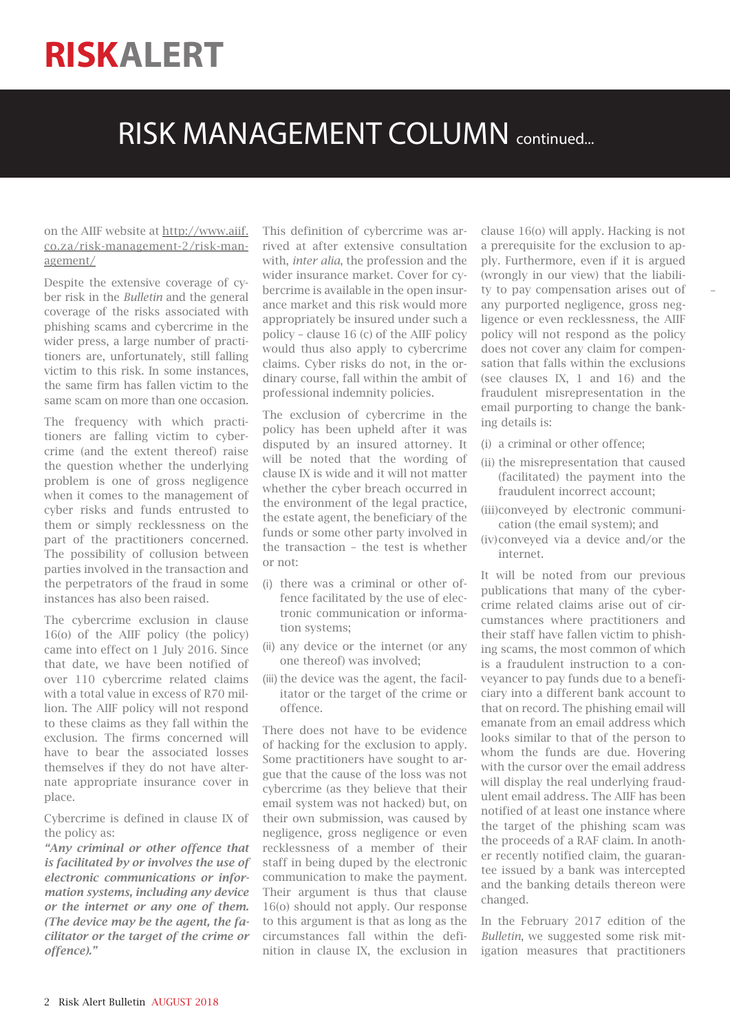# RISKALERT

## RISK MANAGEMENT COLUMN continued...

on the AIIF website at http://www.aiif.co.za/risk-management-2/risk-management/

Despite the extensive coverage of cyber risk in the *Bulletin* and the general coverage of the risks associated with phishing scams and cybercrime in the wider press, a large number of practitioners are, unfortunately, still falling victim to this risk. In some instances, the same firm has fallen victim to the same scam on more than one occasion.

The frequency with which practitioners are falling victim to cybercrime (and the extent thereof) raise the question whether the underlying problem is one of gross negligence when it comes to the management of cyber risks and funds entrusted to them or simply recklessness on the part of the practitioners concerned. The possibility of collusion between parties involved in the transaction and the perpetrators of the fraud in some instances has also been raised.

The cybercrime exclusion in clause 16(o) of the AIIF policy (the policy) came into effect on 1 July 2016. Since that date, we have been notified of over 110 cybercrime related claims with a total value in excess of R70 million. The AIIF policy will not respond to these claims as they fall within the exclusion. The firms concerned will have to bear the associated losses themselves if they do not have alternate appropriate insurance cover in place.

Cybercrime is defined in clause IX of the policy as:

***"Any criminal or other offence that is facilitated by or involves the use of electronic communications or information systems, including any device or the internet or any one of them. (The device may be the agent, the facilitator or the target of the crime or offence)."***

This definition of cybercrime was arrived at after extensive consultation with, *inter alia*, the profession and the wider insurance market. Cover for cybercrime is available in the open insurance market and this risk would more appropriately be insured under such a policy – clause 16 (c) of the AIIF policy would thus also apply to cybercrime claims. Cyber risks do not, in the ordinary course, fall within the ambit of professional indemnity policies.

The exclusion of cybercrime in the policy has been upheld after it was disputed by an insured attorney. It will be noted that the wording of clause IX is wide and it will not matter whether the cyber breach occurred in the environment of the legal practice, the estate agent, the beneficiary of the funds or some other party involved in the transaction – the test is whether or not:

(i) there was a criminal or other offence facilitated by the use of electronic communication or information systems;
(ii) any device or the internet (or any one thereof) was involved;
(iii) the device was the agent, the facilitator or the target of the crime or offence.

There does not have to be evidence of hacking for the exclusion to apply. Some practitioners have sought to argue that the cause of the loss was not cybercrime (as they believe that their email system was not hacked) but, on their own submission, was caused by negligence, gross negligence or even recklessness of a member of their staff in being duped by the electronic communication to make the payment. Their argument is thus that clause 16(o) should not apply. Our response to this argument is that as long as the circumstances fall within the definition in clause IX, the exclusion in clause 16(o) will apply. Hacking is not a prerequisite for the exclusion to apply. Furthermore, even if it is argued (wrongly in our view) that the liability to pay compensation arises out of any purported negligence, gross negligence or even recklessness, the AIIF policy will not respond as the policy does not cover any claim for compensation that falls within the exclusions (see clauses IX, 1 and 16) and the fraudulent misrepresentation in the email purporting to change the banking details is:

(i) a criminal or other offence;
(ii) the misrepresentation that caused (facilitated) the payment into the fraudulent incorrect account;
(iii) conveyed by electronic communication (the email system); and
(iv) conveyed via a device and/or the internet.

It will be noted from our previous publications that many of the cybercrime related claims arise out of circumstances where practitioners and their staff have fallen victim to phishing scams, the most common of which is a fraudulent instruction to a conveyancer to pay funds due to a beneficiary into a different bank account to that on record. The phishing email will emanate from an email address which looks similar to that of the person to whom the funds are due. Hovering with the cursor over the email address will display the real underlying fraudulent email address. The AIIF has been notified of at least one instance where the target of the phishing scam was the proceeds of a RAF claim. In another recently notified claim, the guarantee issued by a bank was intercepted and the banking details thereon were changed.

In the February 2017 edition of the *Bulletin*, we suggested some risk mitigation measures that practitioners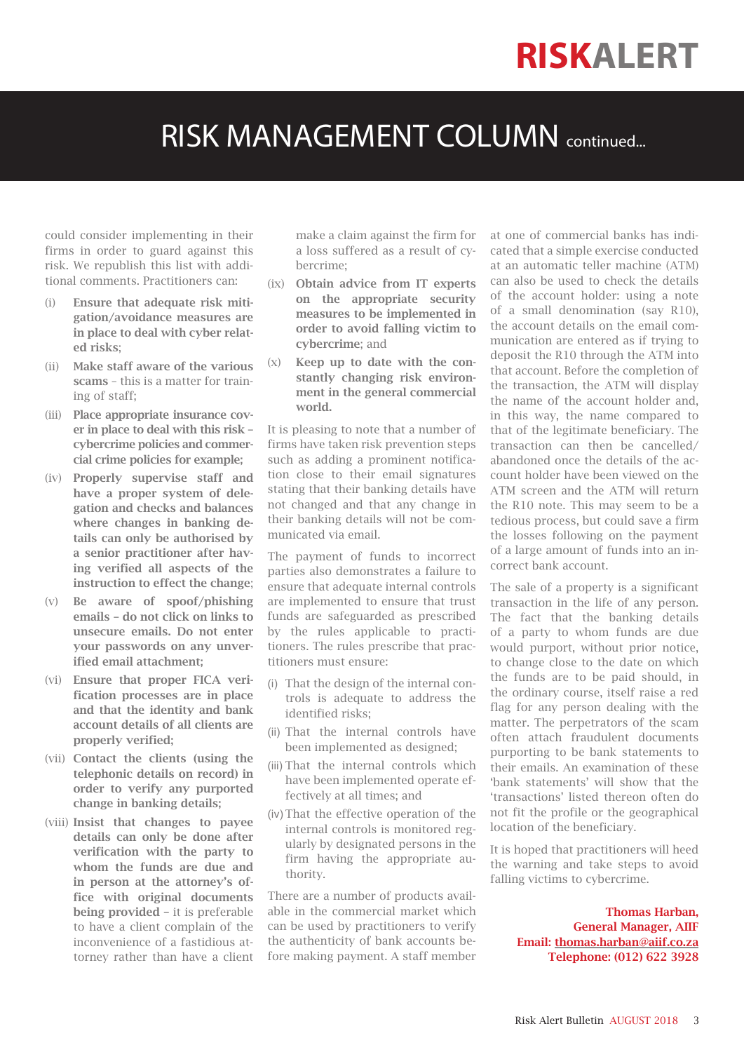# RISK MANAGEMENT COLUMN continued...

could consider implementing in their firms in order to guard against this risk. We republish this list with additional comments. Practitioners can:

(i) **Ensure that adequate risk mitigation/avoidance measures are in place to deal with cyber related risks**;

(ii) **Make staff aware of the various scams** – this is a matter for training of staff;

(iii) **Place appropriate insurance cover in place to deal with this risk – cybercrime policies and commercial crime policies for example;**

(iv) **Properly supervise staff and have a proper system of delegation and checks and balances where changes in banking details can only be authorised by a senior practitioner after having verified all aspects of the instruction to effect the change**;

(v) **Be aware of spoof/phishing emails – do not click on links to unsecure emails. Do not enter your passwords on any unverified email attachment;**

(vi) **Ensure that proper FICA verification processes are in place and that the identity and bank account details of all clients are properly verified;**

(vii) **Contact the clients (using the telephonic details on record) in order to verify any purported change in banking details;**

(viii) **Insist that changes to payee details can only be done after verification with the party to whom the funds are due and in person at the attorney's office with original documents being provided** – it is preferable to have a client complain of the inconvenience of a fastidious attorney rather than have a client make a claim against the firm for a loss suffered as a result of cybercrime;

(ix) **Obtain advice from IT experts on the appropriate security measures to be implemented in order to avoid falling victim to cybercrime**; and

(x) **Keep up to date with the constantly changing risk environment in the general commercial world.**

It is pleasing to note that a number of firms have taken risk prevention steps such as adding a prominent notification close to their email signatures stating that their banking details have not changed and that any change in their banking details will not be communicated via email.

The payment of funds to incorrect parties also demonstrates a failure to ensure that adequate internal controls are implemented to ensure that trust funds are safeguarded as prescribed by the rules applicable to practitioners. The rules prescribe that practitioners must ensure:

(i) That the design of the internal controls is adequate to address the identified risks;

(ii) That the internal controls have been implemented as designed;

(iii) That the internal controls which have been implemented operate effectively at all times; and

(iv) That the effective operation of the internal controls is monitored regularly by designated persons in the firm having the appropriate authority.

There are a number of products available in the commercial market which can be used by practitioners to verify the authenticity of bank accounts before making payment. A staff member at one of commercial banks has indicated that a simple exercise conducted at an automatic teller machine (ATM) can also be used to check the details of the account holder: using a note of a small denomination (say R10), the account details on the email communication are entered as if trying to deposit the R10 through the ATM into that account. Before the completion of the transaction, the ATM will display the name of the account holder and, in this way, the name compared to that of the legitimate beneficiary. The transaction can then be cancelled/abandoned once the details of the account holder have been viewed on the ATM screen and the ATM will return the R10 note. This may seem to be a tedious process, but could save a firm the losses following on the payment of a large amount of funds into an incorrect bank account.

The sale of a property is a significant transaction in the life of any person. The fact that the banking details of a party to whom funds are due would purport, without prior notice, to change close to the date on which the funds are to be paid should, in the ordinary course, itself raise a red flag for any person dealing with the matter. The perpetrators of the scam often attach fraudulent documents purporting to be bank statements to their emails. An examination of these 'bank statements' will show that the 'transactions' listed thereon often do not fit the profile or the geographical location of the beneficiary.

It is hoped that practitioners will heed the warning and take steps to avoid falling victims to cybercrime.

**Thomas Harban,**
**General Manager, AIIF**
**Email: thomas.harban@aiif.co.za**
**Telephone: (012) 622 3928**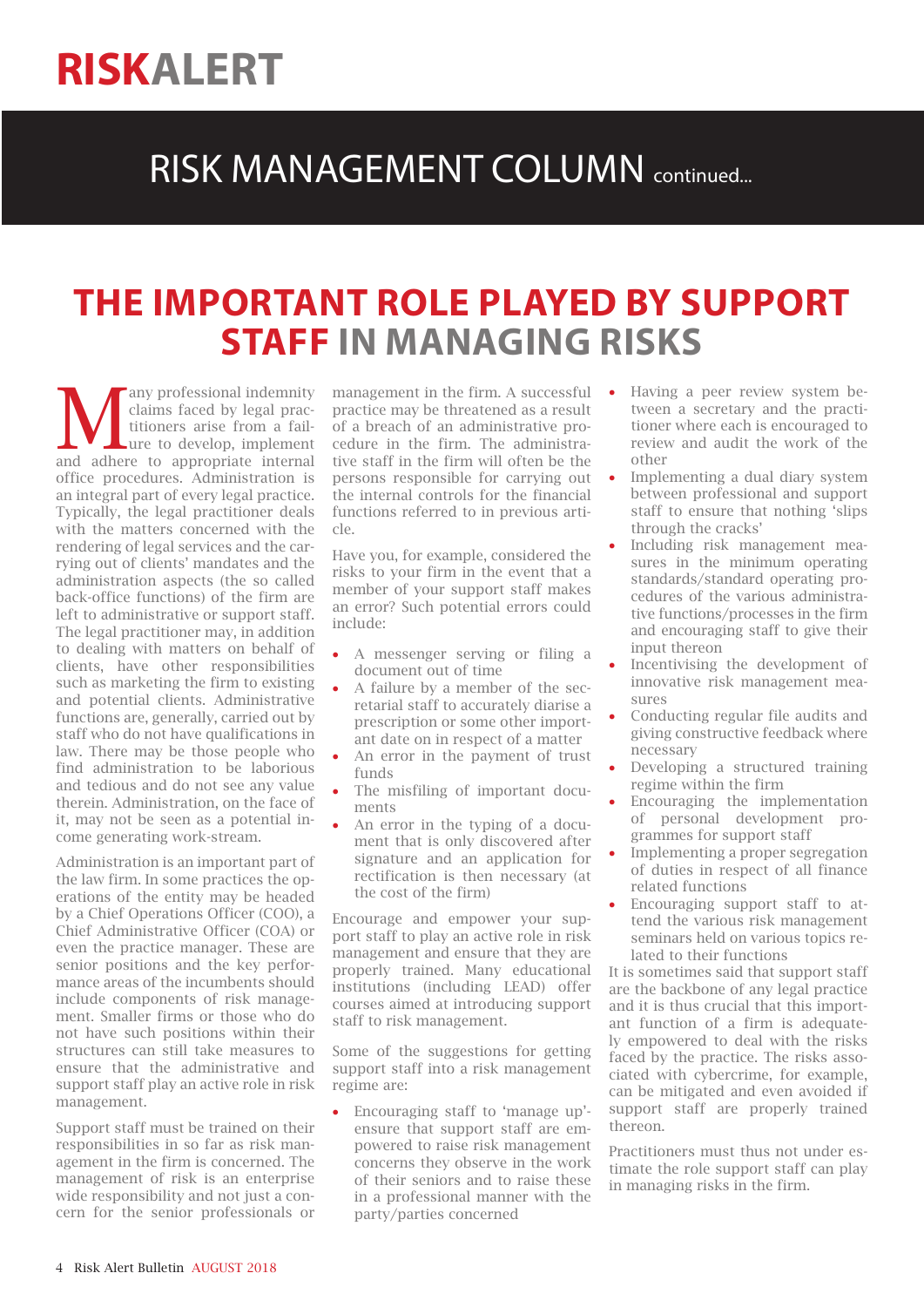# RISKALERT

## RISK MANAGEMENT COLUMN continued...

## THE IMPORTANT ROLE PLAYED BY SUPPORT STAFF IN MANAGING RISKS

Many professional indemnity claims faced by legal practitioners arise from a failure to develop, implement and adhere to appropriate internal office procedures. Administration is an integral part of every legal practice. Typically, the legal practitioner deals with the matters concerned with the rendering of legal services and the carrying out of clients' mandates and the administration aspects (the so called back-office functions) of the firm are left to administrative or support staff. The legal practitioner may, in addition to dealing with matters on behalf of clients, have other responsibilities such as marketing the firm to existing and potential clients. Administrative functions are, generally, carried out by staff who do not have qualifications in law. There may be those people who find administration to be laborious and tedious and do not see any value therein. Administration, on the face of it, may not be seen as a potential income generating work-stream.

Administration is an important part of the law firm. In some practices the operations of the entity may be headed by a Chief Operations Officer (COO), a Chief Administrative Officer (COA) or even the practice manager. These are senior positions and the key performance areas of the incumbents should include components of risk management. Smaller firms or those who do not have such positions within their structures can still take measures to ensure that the administrative and support staff play an active role in risk management.

Support staff must be trained on their responsibilities in so far as risk management in the firm is concerned. The management of risk is an enterprise wide responsibility and not just a concern for the senior professionals or management in the firm. A successful practice may be threatened as a result of a breach of an administrative procedure in the firm. The administrative staff in the firm will often be the persons responsible for carrying out the internal controls for the financial functions referred to in previous article.

Have you, for example, considered the risks to your firm in the event that a member of your support staff makes an error? Such potential errors could include:

- A messenger serving or filing a document out of time
- A failure by a member of the secretarial staff to accurately diarise a prescription or some other important date on in respect of a matter
- An error in the payment of trust funds
- The misfiling of important documents
- An error in the typing of a document that is only discovered after signature and an application for rectification is then necessary (at the cost of the firm)

Encourage and empower your support staff to play an active role in risk management and ensure that they are properly trained. Many educational institutions (including LEAD) offer courses aimed at introducing support staff to risk management.

Some of the suggestions for getting support staff into a risk management regime are:

- Encouraging staff to 'manage up'- ensure that support staff are empowered to raise risk management concerns they observe in the work of their seniors and to raise these in a professional manner with the party/parties concerned
- Having a peer review system between a secretary and the practitioner where each is encouraged to review and audit the work of the other
- Implementing a dual diary system between professional and support staff to ensure that nothing 'slips through the cracks'
- Including risk management measures in the minimum operating standards/standard operating procedures of the various administrative functions/processes in the firm and encouraging staff to give their input thereon
- Incentivising the development of innovative risk management measures
- Conducting regular file audits and giving constructive feedback where necessary
- Developing a structured training regime within the firm
- Encouraging the implementation of personal development programmes for support staff
- Implementing a proper segregation of duties in respect of all finance related functions
- Encouraging support staff to attend the various risk management seminars held on various topics related to their functions

It is sometimes said that support staff are the backbone of any legal practice and it is thus crucial that this important function of a firm is adequately empowered to deal with the risks faced by the practice. The risks associated with cybercrime, for example, can be mitigated and even avoided if support staff are properly trained thereon.

Practitioners must thus not under estimate the role support staff can play in managing risks in the firm.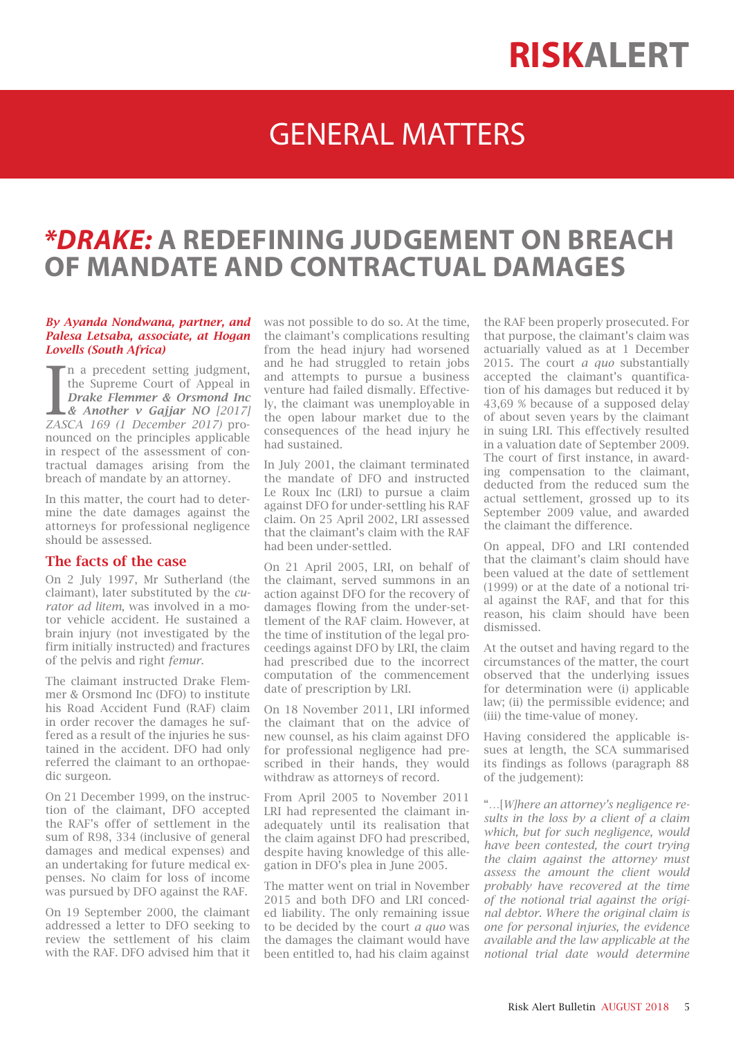# RISKALERT

## GENERAL MATTERS

## *DRAKE: A REDEFINING JUDGEMENT ON BREACH OF MANDATE AND CONTRACTUAL DAMAGES

***By Ayanda Nondwana, partner, and Palesa Letsaba, associate, at Hogan Lovells (South Africa)***

In a precedent setting judgment, the Supreme Court of Appeal in ***Drake Flemmer & Orsmond Inc & Another v Gajjar NO** [2017] ZASCA 169 (1 December 2017)* pronounced on the principles applicable in respect of the assessment of contractual damages arising from the breach of mandate by an attorney.

In this matter, the court had to determine the date damages against the attorneys for professional negligence should be assessed.

### The facts of the case

On 2 July 1997, Mr Sutherland (the claimant), later substituted by the *curator ad litem*, was involved in a motor vehicle accident. He sustained a brain injury (not investigated by the firm initially instructed) and fractures of the pelvis and right *femur*.

The claimant instructed Drake Flemmer & Orsmond Inc (DFO) to institute his Road Accident Fund (RAF) claim in order recover the damages he suffered as a result of the injuries he sustained in the accident. DFO had only referred the claimant to an orthopaedic surgeon.

On 21 December 1999, on the instruction of the claimant, DFO accepted the RAF's offer of settlement in the sum of R98, 334 (inclusive of general damages and medical expenses) and an undertaking for future medical expenses. No claim for loss of income was pursued by DFO against the RAF.

On 19 September 2000, the claimant addressed a letter to DFO seeking to review the settlement of his claim with the RAF. DFO advised him that it was not possible to do so. At the time, the claimant's complications resulting from the head injury had worsened and he had struggled to retain jobs and attempts to pursue a business venture had failed dismally. Effectively, the claimant was unemployable in the open labour market due to the consequences of the head injury he had sustained.

In July 2001, the claimant terminated the mandate of DFO and instructed Le Roux Inc (LRI) to pursue a claim against DFO for under-settling his RAF claim. On 25 April 2002, LRI assessed that the claimant's claim with the RAF had been under-settled.

On 21 April 2005, LRI, on behalf of the claimant, served summons in an action against DFO for the recovery of damages flowing from the under-settlement of the RAF claim. However, at the time of institution of the legal proceedings against DFO by LRI, the claim had prescribed due to the incorrect computation of the commencement date of prescription by LRI.

On 18 November 2011, LRI informed the claimant that on the advice of new counsel, as his claim against DFO for professional negligence had prescribed in their hands, they would withdraw as attorneys of record.

From April 2005 to November 2011 LRI had represented the claimant inadequately until its realisation that the claim against DFO had prescribed, despite having knowledge of this allegation in DFO's plea in June 2005.

The matter went on trial in November 2015 and both DFO and LRI conceded liability. The only remaining issue to be decided by the court *a quo* was the damages the claimant would have been entitled to, had his claim against the RAF been properly prosecuted. For that purpose, the claimant's claim was actuarially valued as at 1 December 2015. The court *a quo* substantially accepted the claimant's quantification of his damages but reduced it by 43,69 % because of a supposed delay of about seven years by the claimant in suing LRI. This effectively resulted in a valuation date of September 2009. The court of first instance, in awarding compensation to the claimant, deducted from the reduced sum the actual settlement, grossed up to its September 2009 value, and awarded the claimant the difference.

On appeal, DFO and LRI contended that the claimant's claim should have been valued at the date of settlement (1999) or at the date of a notional trial against the RAF, and that for this reason, his claim should have been dismissed.

At the outset and having regard to the circumstances of the matter, the court observed that the underlying issues for determination were (i) applicable law; (ii) the permissible evidence; and (iii) the time-value of money.

Having considered the applicable issues at length, the SCA summarised its findings as follows (paragraph 88 of the judgement):

"*…[W]here an attorney's negligence results in the loss by a client of a claim which, but for such negligence, would have been contested, the court trying the claim against the attorney must assess the amount the client would probably have recovered at the time of the notional trial against the original debtor. Where the original claim is one for personal injuries, the evidence available and the law applicable at the notional trial date would determine*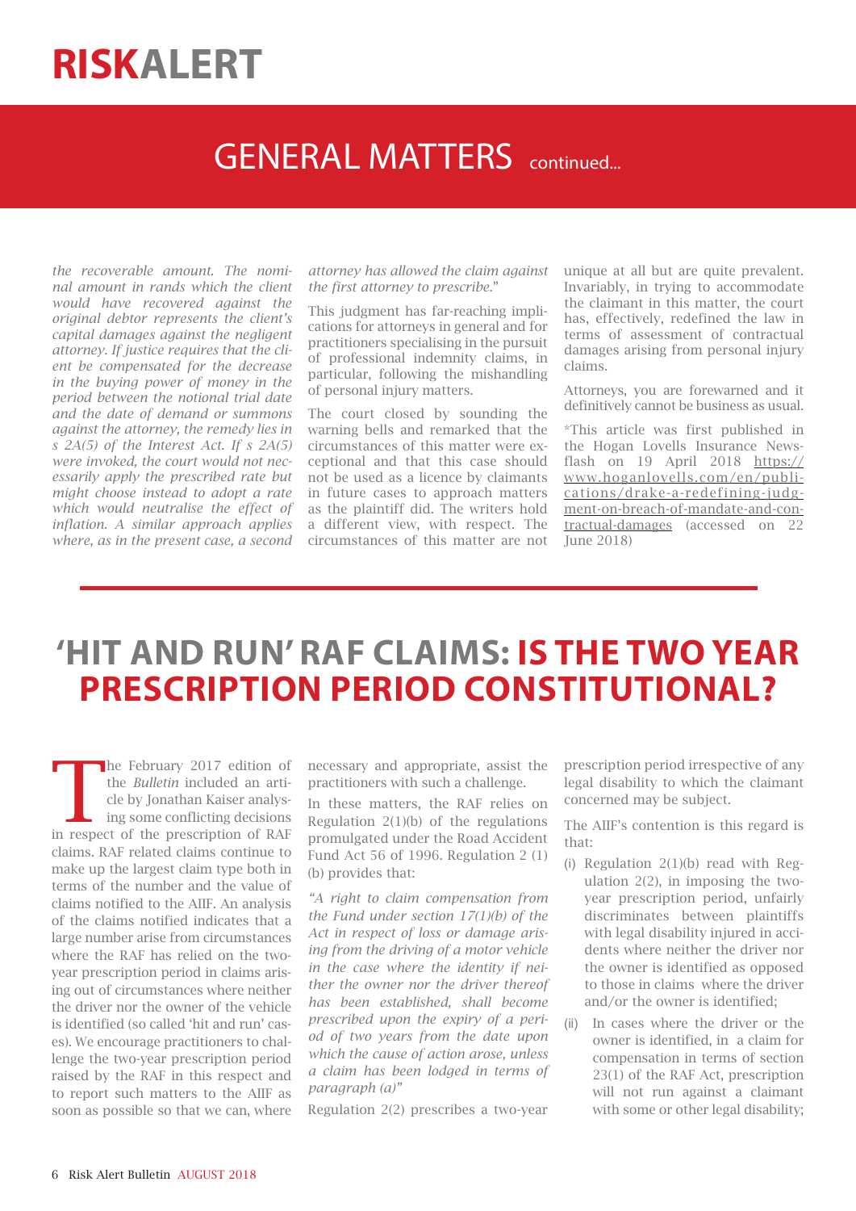# RISKALERT

## GENERAL MATTERS continued...

*the recoverable amount. The nominal amount in rands which the client would have recovered against the original debtor represents the client's capital damages against the negligent attorney. If justice requires that the client be compensated for the decrease in the buying power of money in the period between the notional trial date and the date of demand or summons against the attorney, the remedy lies in s 2A(5) of the Interest Act. If s 2A(5) were invoked, the court would not necessarily apply the prescribed rate but might choose instead to adopt a rate which would neutralise the effect of inflation. A similar approach applies where, as in the present case, a second attorney has allowed the claim against the first attorney to prescribe."*

This judgment has far-reaching implications for attorneys in general and for practitioners specialising in the pursuit of professional indemnity claims, in particular, following the mishandling of personal injury matters.

The court closed by sounding the warning bells and remarked that the circumstances of this matter were exceptional and that this case should not be used as a licence by claimants in future cases to approach matters as the plaintiff did. The writers hold a different view, with respect. The circumstances of this matter are not unique at all but are quite prevalent. Invariably, in trying to accommodate the claimant in this matter, the court has, effectively, redefined the law in terms of assessment of contractual damages arising from personal injury claims.

Attorneys, you are forewarned and it definitively cannot be business as usual.

*This article was first published in the Hogan Lovells Insurance Newsflash on 19 April 2018 https://www.hoganlovells.com/en/publications/drake-a-redefining-judgment-on-breach-of-mandate-and-contractual-damages (accessed on 22 June 2018)

# 'HIT AND RUN' RAF CLAIMS: IS THE TWO YEAR PRESCRIPTION PERIOD CONSTITUTIONAL?

The February 2017 edition of the *Bulletin* included an article by Jonathan Kaiser analysing some conflicting decisions in respect of the prescription of RAF claims. RAF related claims continue to make up the largest claim type both in terms of the number and the value of claims notified to the AIIF. An analysis of the claims notified indicates that a large number arise from circumstances where the RAF has relied on the two-year prescription period in claims arising out of circumstances where neither the driver nor the owner of the vehicle is identified (so called 'hit and run' cases). We encourage practitioners to challenge the two-year prescription period raised by the RAF in this respect and to report such matters to the AIIF as soon as possible so that we can, where necessary and appropriate, assist the practitioners with such a challenge.

In these matters, the RAF relies on Regulation 2(1)(b) of the regulations promulgated under the Road Accident Fund Act 56 of 1996. Regulation 2 (1)(b) provides that:

*"A right to claim compensation from the Fund under section 17(1)(b) of the Act in respect of loss or damage arising from the driving of a motor vehicle in the case where the identity if neither the owner nor the driver thereof has been established, shall become prescribed upon the expiry of a period of two years from the date upon which the cause of action arose, unless a claim has been lodged in terms of paragraph (a)"*

Regulation 2(2) prescribes a two-year prescription period irrespective of any legal disability to which the claimant concerned may be subject.

The AIIF's contention is this regard is that:

(i) Regulation 2(1)(b) read with Regulation 2(2), in imposing the two-year prescription period, unfairly discriminates between plaintiffs with legal disability injured in accidents where neither the driver nor the owner is identified as opposed to those in claims where the driver and/or the owner is identified;

(ii) In cases where the driver or the owner is identified, in a claim for compensation in terms of section 23(1) of the RAF Act, prescription will not run against a claimant with some or other legal disability;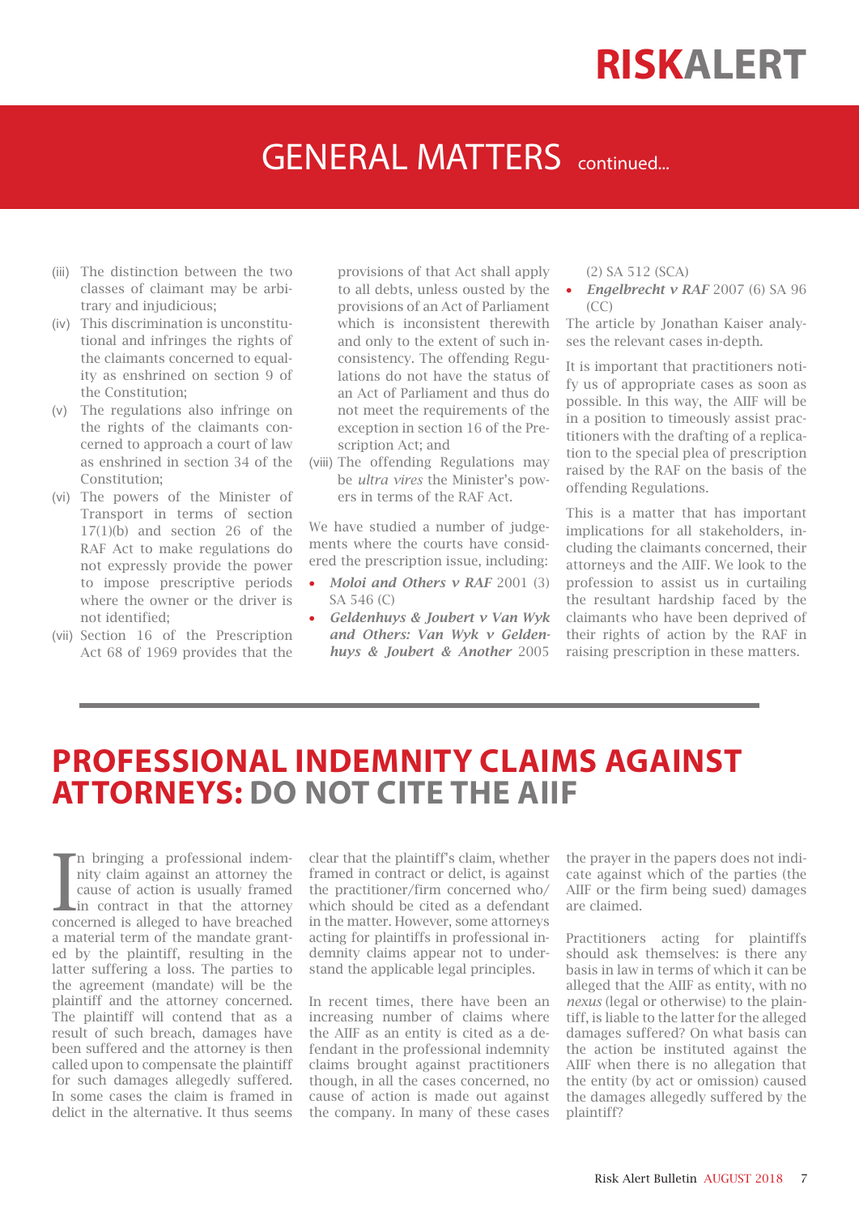## GENERAL MATTERS continued...

(iii) The distinction between the two classes of claimant may be arbitrary and injudicious;

(iv) This discrimination is unconstitutional and infringes the rights of the claimants concerned to equality as enshrined on section 9 of the Constitution;

(v) The regulations also infringe on the rights of the claimants concerned to approach a court of law as enshrined in section 34 of the Constitution;

(vi) The powers of the Minister of Transport in terms of section 17(1)(b) and section 26 of the RAF Act to make regulations do not expressly provide the power to impose prescriptive periods where the owner or the driver is not identified;

(vii) Section 16 of the Prescription Act 68 of 1969 provides that the provisions of that Act shall apply to all debts, unless ousted by the provisions of an Act of Parliament which is inconsistent therewith and only to the extent of such inconsistency. The offending Regulations do not have the status of an Act of Parliament and thus do not meet the requirements of the exception in section 16 of the Prescription Act; and

(viii) The offending Regulations may be *ultra vires* the Minister's powers in terms of the RAF Act.

We have studied a number of judgements where the courts have considered the prescription issue, including:

- ***Moloi and Others v RAF*** 2001 (3) SA 546 (C)
- ***Geldenhuys & Joubert v Van Wyk and Others: Van Wyk v Geldenhuys & Joubert & Another*** 2005 (2) SA 512 (SCA)
- ***Engelbrecht v RAF*** 2007 (6) SA 96 (CC)

The article by Jonathan Kaiser analyses the relevant cases in-depth.

It is important that practitioners notify us of appropriate cases as soon as possible. In this way, the AIIF will be in a position to timeously assist practitioners with the drafting of a replication to the special plea of prescription raised by the RAF on the basis of the offending Regulations.

This is a matter that has important implications for all stakeholders, including the claimants concerned, their attorneys and the AIIF. We look to the profession to assist us in curtailing the resultant hardship faced by the claimants who have been deprived of their rights of action by the RAF in raising prescription in these matters.

---

# PROFESSIONAL INDEMNITY CLAIMS AGAINST ATTORNEYS: DO NOT CITE THE AIIF

In bringing a professional indemnity claim against an attorney the cause of action is usually framed in contract in that the attorney concerned is alleged to have breached a material term of the mandate granted by the plaintiff, resulting in the latter suffering a loss. The parties to the agreement (mandate) will be the plaintiff and the attorney concerned. The plaintiff will contend that as a result of such breach, damages have been suffered and the attorney is then called upon to compensate the plaintiff for such damages allegedly suffered. In some cases the claim is framed in delict in the alternative. It thus seems clear that the plaintiff's claim, whether framed in contract or delict, is against the practitioner/firm concerned who/which should be cited as a defendant in the matter. However, some attorneys acting for plaintiffs in professional indemnity claims appear not to understand the applicable legal principles.

In recent times, there have been an increasing number of claims where the AIIF as an entity is cited as a defendant in the professional indemnity claims brought against practitioners though, in all the cases concerned, no cause of action is made out against the company. In many of these cases the prayer in the papers does not indicate against which of the parties (the AIIF or the firm being sued) damages are claimed.

Practitioners acting for plaintiffs should ask themselves: is there any basis in law in terms of which it can be alleged that the AIIF as entity, with no *nexus* (legal or otherwise) to the plaintiff, is liable to the latter for the alleged damages suffered? On what basis can the action be instituted against the AIIF when there is no allegation that the entity (by act or omission) caused the damages allegedly suffered by the plaintiff?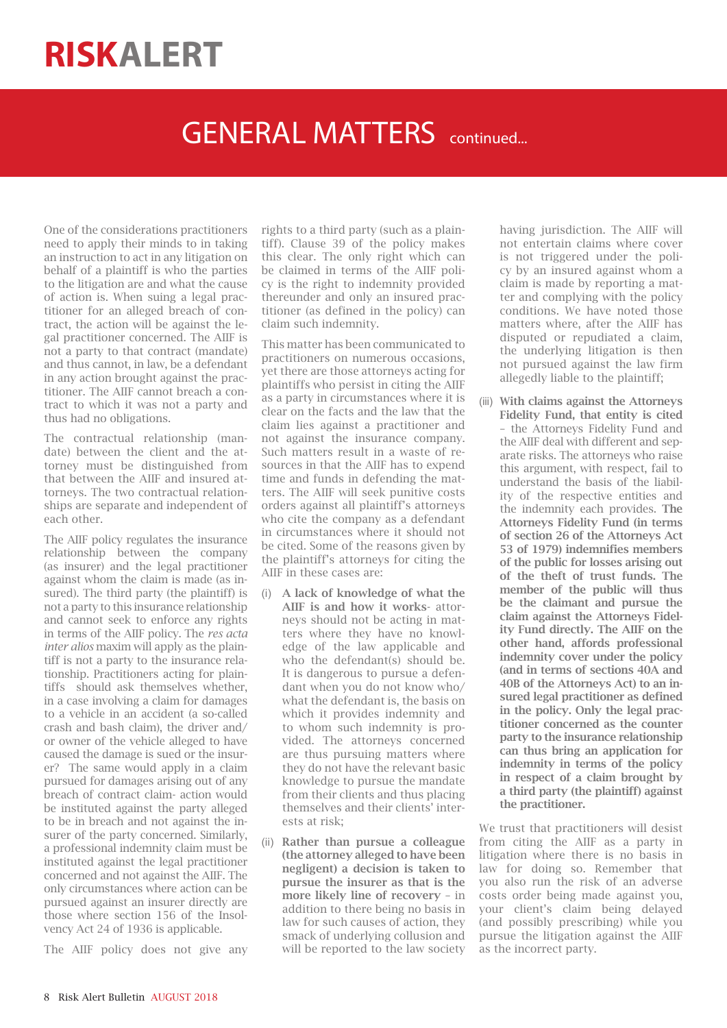# RISKALERT

## GENERAL MATTERS continued...

One of the considerations practitioners need to apply their minds to in taking an instruction to act in any litigation on behalf of a plaintiff is who the parties to the litigation are and what the cause of action is. When suing a legal practitioner for an alleged breach of contract, the action will be against the legal practitioner concerned. The AIIF is not a party to that contract (mandate) and thus cannot, in law, be a defendant in any action brought against the practitioner. The AIIF cannot breach a contract to which it was not a party and thus had no obligations.

The contractual relationship (mandate) between the client and the attorney must be distinguished from that between the AIIF and insured attorneys. The two contractual relationships are separate and independent of each other.

The AIIF policy regulates the insurance relationship between the company (as insurer) and the legal practitioner against whom the claim is made (as insured). The third party (the plaintiff) is not a party to this insurance relationship and cannot seek to enforce any rights in terms of the AIIF policy. The *res acta inter alios* maxim will apply as the plaintiff is not a party to the insurance relationship. Practitioners acting for plaintiffs should ask themselves whether, in a case involving a claim for damages to a vehicle in an accident (a so-called crash and bash claim), the driver and/or owner of the vehicle alleged to have caused the damage is sued or the insurer? The same would apply in a claim pursued for damages arising out of any breach of contract claim- action would be instituted against the party alleged to be in breach and not against the insurer of the party concerned. Similarly, a professional indemnity claim must be instituted against the legal practitioner concerned and not against the AIIF. The only circumstances where action can be pursued against an insurer directly are those where section 156 of the Insolvency Act 24 of 1936 is applicable.

The AIIF policy does not give any rights to a third party (such as a plaintiff). Clause 39 of the policy makes this clear. The only right which can be claimed in terms of the AIIF policy is the right to indemnity provided thereunder and only an insured practitioner (as defined in the policy) can claim such indemnity.

This matter has been communicated to practitioners on numerous occasions, yet there are those attorneys acting for plaintiffs who persist in citing the AIIF as a party in circumstances where it is clear on the facts and the law that the claim lies against a practitioner and not against the insurance company. Such matters result in a waste of resources in that the AIIF has to expend time and funds in defending the matters. The AIIF will seek punitive costs orders against all plaintiff's attorneys who cite the company as a defendant in circumstances where it should not be cited. Some of the reasons given by the plaintiff's attorneys for citing the AIIF in these cases are:

(i) **A lack of knowledge of what the AIIF is and how it works**- attorneys should not be acting in matters where they have no knowledge of the law applicable and who the defendant(s) should be. It is dangerous to pursue a defendant when you do not know who/what the defendant is, the basis on which it provides indemnity and to whom such indemnity is provided. The attorneys concerned are thus pursuing matters where they do not have the relevant basic knowledge to pursue the mandate from their clients and thus placing themselves and their clients' interests at risk;

(ii) **Rather than pursue a colleague (the attorney alleged to have been negligent) a decision is taken to pursue the insurer as that is the more likely line of recovery** – in addition to there being no basis in law for such causes of action, they smack of underlying collusion and will be reported to the law society having jurisdiction. The AIIF will not entertain claims where cover is not triggered under the policy by an insured against whom a claim is made by reporting a matter and complying with the policy conditions. We have noted those matters where, after the AIIF has disputed or repudiated a claim, the underlying litigation is then not pursued against the law firm allegedly liable to the plaintiff;

(iii) **With claims against the Attorneys Fidelity Fund, that entity is cited** – the Attorneys Fidelity Fund and the AIIF deal with different and separate risks. The attorneys who raise this argument, with respect, fail to understand the basis of the liability of the respective entities and the indemnity each provides. **The Attorneys Fidelity Fund (in terms of section 26 of the Attorneys Act 53 of 1979) indemnifies members of the public for losses arising out of the theft of trust funds. The member of the public will thus be the claimant and pursue the claim against the Attorneys Fidelity Fund directly. The AIIF on the other hand, affords professional indemnity cover under the policy (and in terms of sections 40A and 40B of the Attorneys Act) to an insured legal practitioner as defined in the policy. Only the legal practitioner concerned as the counter party to the insurance relationship can thus bring an application for indemnity in terms of the policy in respect of a claim brought by a third party (the plaintiff) against the practitioner.**

We trust that practitioners will desist from citing the AIIF as a party in litigation where there is no basis in law for doing so. Remember that you also run the risk of an adverse costs order being made against you, your client's claim being delayed (and possibly prescribing) while you pursue the litigation against the AIIF as the incorrect party.